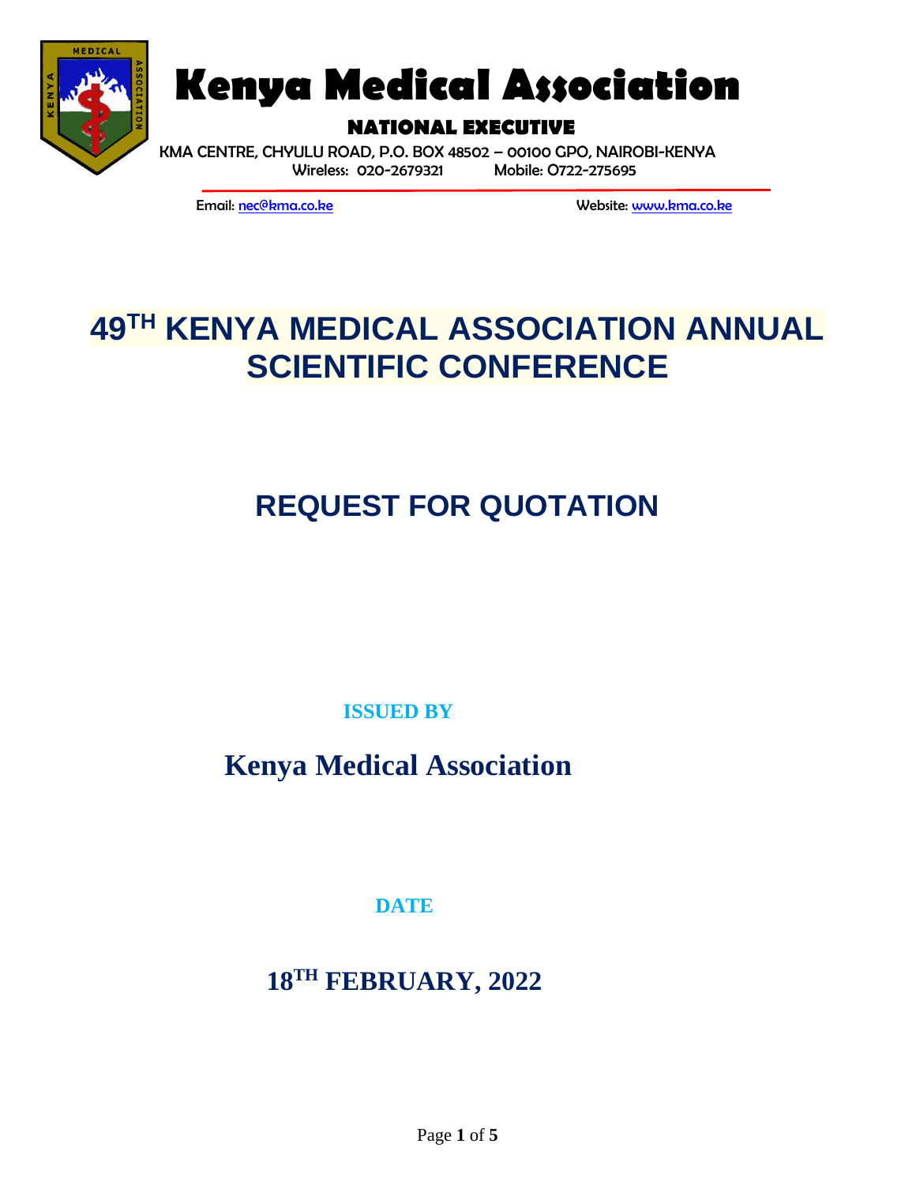# Kenya Medical Association

**NATIONAL EXECUTIVE**

KMA CENTRE, CHYULU ROAD, P.O. BOX 48502 – 00100 GPO, NAIROBI-KENYA
Wireless: 020-2679321 Mobile: 0722-275695

Email: nec@kma.co.ke Website: www.kma.co.ke

# 49TH KENYA MEDICAL ASSOCIATION ANNUAL SCIENTIFIC CONFERENCE

# REQUEST FOR QUOTATION

**ISSUED BY**

**Kenya Medical Association**

**DATE**

**18TH FEBRUARY, 2022**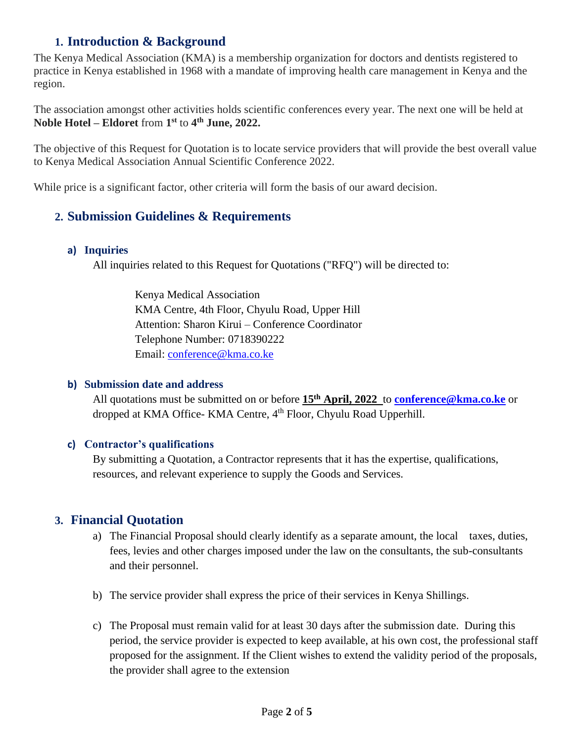## 1. Introduction & Background

The Kenya Medical Association (KMA) is a membership organization for doctors and dentists registered to practice in Kenya established in 1968 with a mandate of improving health care management in Kenya and the region.

The association amongst other activities holds scientific conferences every year. The next one will be held at **Noble Hotel – Eldoret** from **1st** to **4th June, 2022.**

The objective of this Request for Quotation is to locate service providers that will provide the best overall value to Kenya Medical Association Annual Scientific Conference 2022.

While price is a significant factor, other criteria will form the basis of our award decision.

## 2. Submission Guidelines & Requirements

### a) Inquiries

All inquiries related to this Request for Quotations ("RFQ") will be directed to:

Kenya Medical Association
KMA Centre, 4th Floor, Chyulu Road, Upper Hill
Attention: Sharon Kirui – Conference Coordinator
Telephone Number: 0718390222
Email: conference@kma.co.ke

### b) Submission date and address

All quotations must be submitted on or before **15th April, 2022** to **conference@kma.co.ke** or dropped at KMA Office- KMA Centre, 4th Floor, Chyulu Road Upperhill.

### c) Contractor's qualifications

By submitting a Quotation, a Contractor represents that it has the expertise, qualifications, resources, and relevant experience to supply the Goods and Services.

## 3. Financial Quotation

a) The Financial Proposal should clearly identify as a separate amount, the local taxes, duties, fees, levies and other charges imposed under the law on the consultants, the sub-consultants and their personnel.

b) The service provider shall express the price of their services in Kenya Shillings.

c) The Proposal must remain valid for at least 30 days after the submission date. During this period, the service provider is expected to keep available, at his own cost, the professional staff proposed for the assignment. If the Client wishes to extend the validity period of the proposals, the provider shall agree to the extension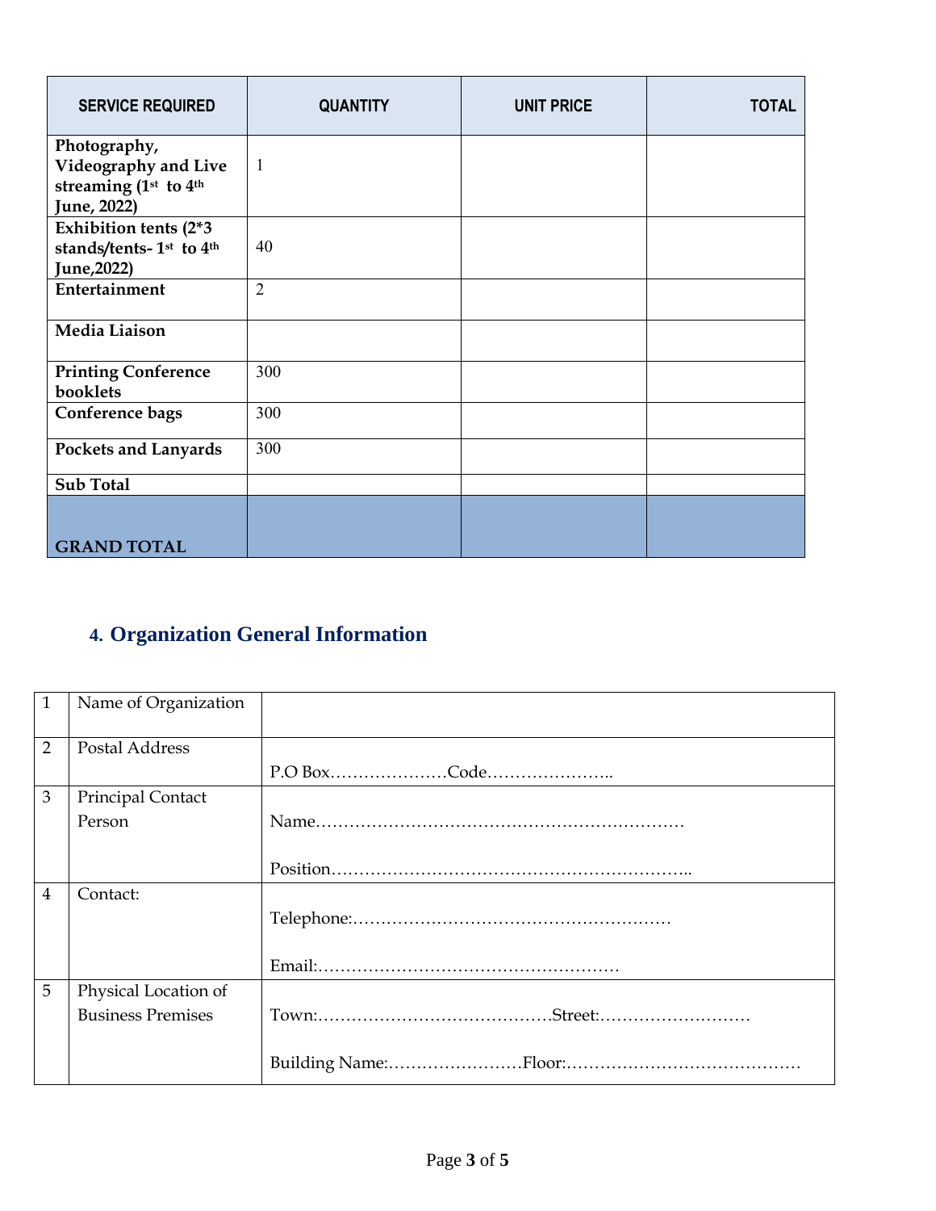| SERVICE REQUIRED | QUANTITY | UNIT PRICE | TOTAL |
|---|---|---|---|
| **Photography, Videography and Live streaming (1st to 4th June, 2022)** | 1 | | |
| **Exhibition tents (2*3 stands/tents- 1st to 4th June,2022)** | 40 | | |
| **Entertainment** | 2 | | |
| **Media Liaison** | | | |
| **Printing Conference booklets** | 300 | | |
| **Conference bags** | 300 | | |
| **Pockets and Lanyards** | 300 | | |
| **Sub Total** | | | |
| **GRAND TOTAL** | | | |

## 4. Organization General Information

| | | |
|---|---|---|
| 1 | Name of Organization | |
| 2 | Postal Address | P.O Box…………………Code………………….. |
| 3 | Principal Contact Person | Name………………………………………………………… Position……………………………………………………….. |
| 4 | Contact: | Telephone:………………………………………………… Email:……………………………………………… |
| 5 | Physical Location of Business Premises | Town:……………………………………Street:……………………… Building Name:……………………Floor:…………………………………… |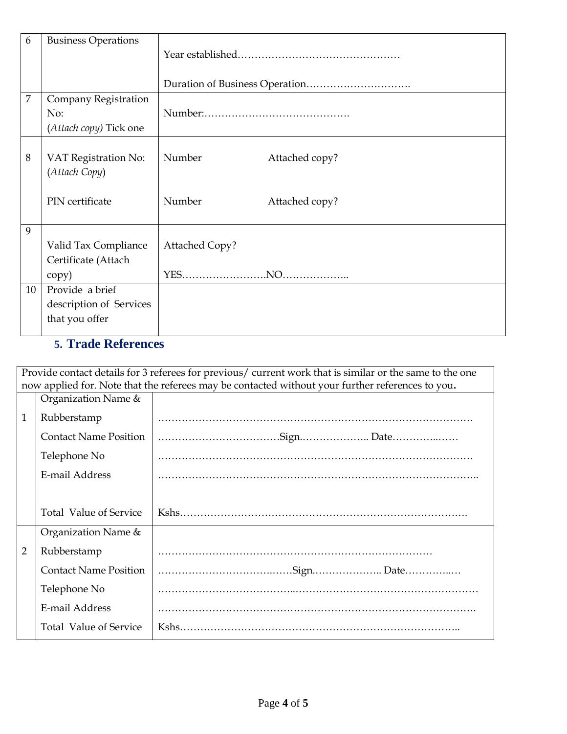| 6 | Business Operations | Year established………………………………………… <br><br> Duration of Business Operation…………………………. |
|---|---|---|
| 7 | Company Registration No: <br> (*Attach copy*) Tick one | Number:……………………………………. |
| 8 | VAT Registration No: (*Attach Copy*) <br><br> PIN certificate | Number Attached copy? <br><br> Number Attached copy? |
| 9 | Valid Tax Compliance Certificate (Attach copy) | Attached Copy? <br><br> YES……………………NO……………….. |
| 10 | Provide a brief description of Services that you offer | |

## 5. Trade References

Provide contact details for 3 referees for previous/ current work that is similar or the same to the one now applied for. Note that the referees may be contacted without your further references to you.

| | | |
|---|---|---|
| 1 | Organization Name & Rubberstamp | ……………………………………………………………………………… |
| | Contact Name Position | ………………………………Sign.……………….. Date…………..…… |
| | Telephone No | ……………………………………………………………………………… |
| | E-mail Address | ……………………………………………………………………………….. |
| | Total Value of Service | Kshs………………………………………………………………………. |
| 2 | Organization Name & Rubberstamp | ……………………………………………………………………… |
| | Contact Name Position | ………………………….…….Sign.……………….. Date…………..… |
| | Telephone No | ……………………………..……………………………………………… |
| | E-mail Address | ………………………………………………………………………………. |
| | Total Value of Service | Kshs…………………………………………………………………….. |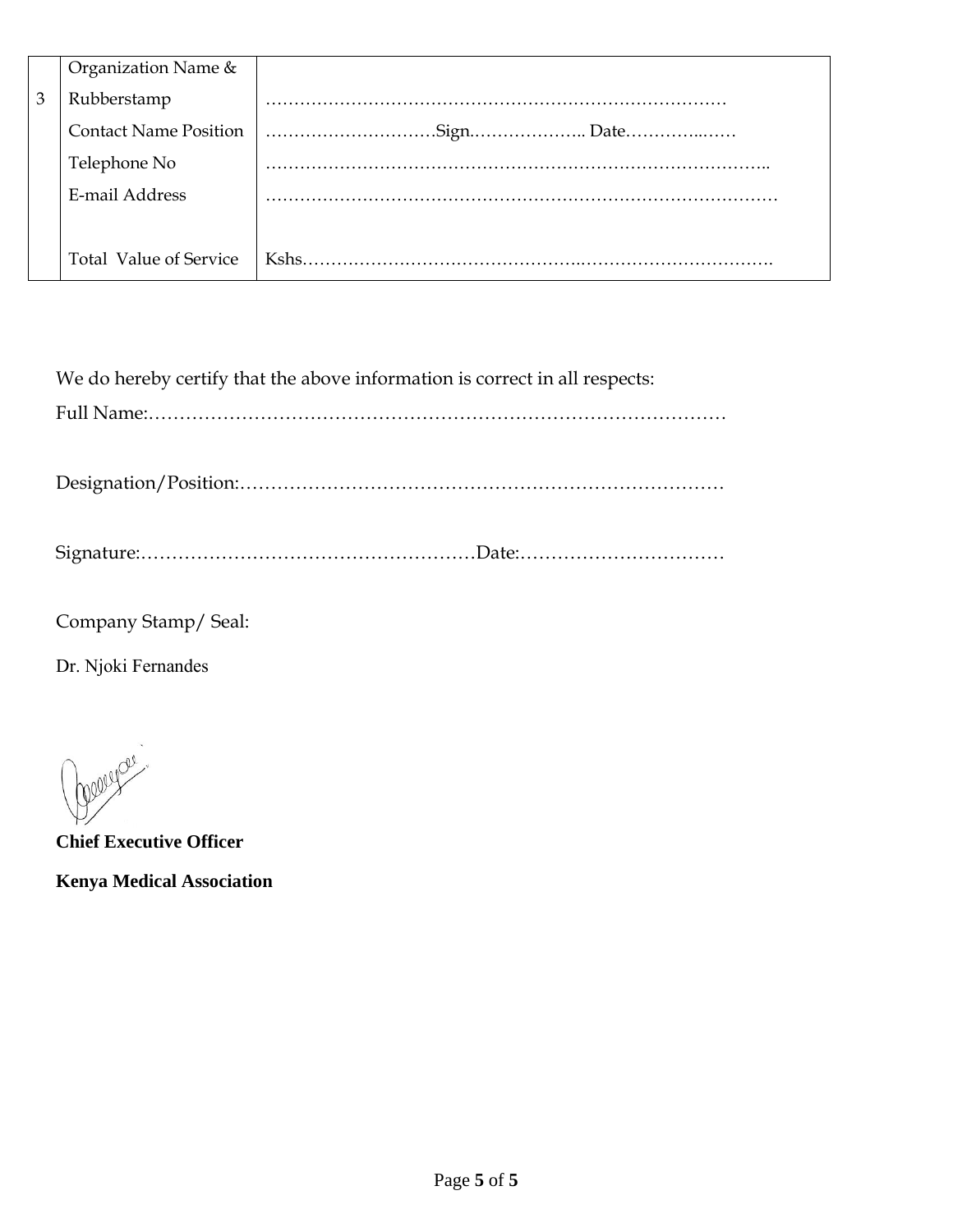| | | |
|---|---|---|
| 3 | Organization Name & Rubberstamp | ……………………………………………………………………… |
| | Contact Name Position | ……………………………Sign……………….. Date…………..…… |
| | Telephone No | ……………………………………………………………………….. |
| | E-mail Address | ……………………………………………………………………………… |
| | Total Value of Service | Kshs…………………………………….……………………………. |

We do hereby certify that the above information is correct in all respects:

Full Name:…………………………………………………………………………………

Designation/Position:……………………………………………………………………

Signature:………………………………………………Date:……………………………

Company Stamp/ Seal:

Dr. Njoki Fernandes

**Chief Executive Officer**

**Kenya Medical Association**